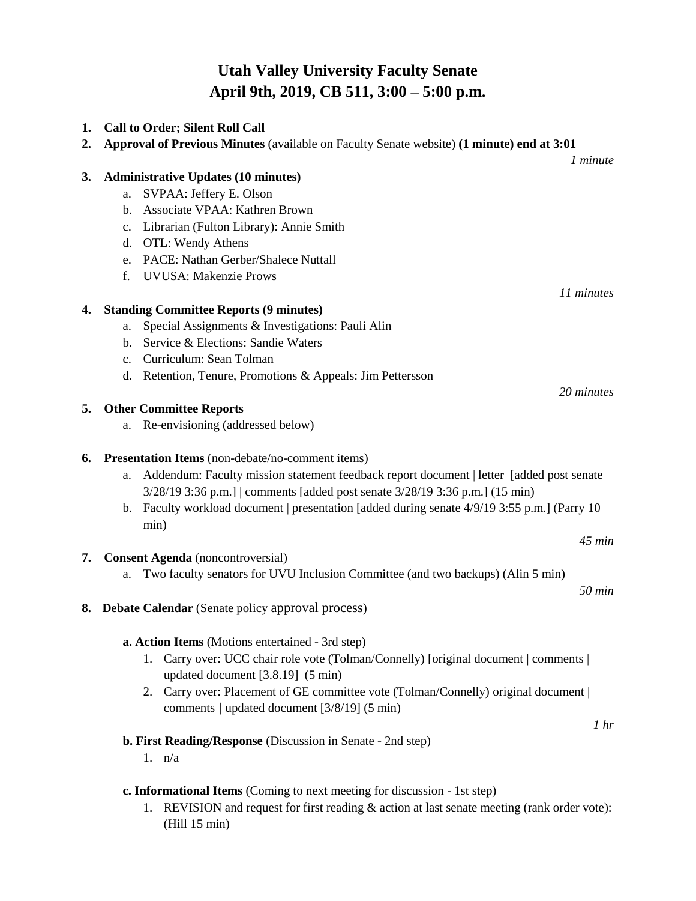# Utah Valley University Faculty Senate
# April 9th, 2019, CB 511, 3:00 – 5:00 p.m.

1. **Call to Order; Silent Roll Call**
2. **Approval of Previous Minutes** (available on Faculty Senate website) **(1 minute) end at 3:01**

*1 minute*

3. **Administrative Updates (10 minutes)**
   a. SVPAA: Jeffery E. Olson
   b. Associate VPAA: Kathren Brown
   c. Librarian (Fulton Library): Annie Smith
   d. OTL: Wendy Athens
   e. PACE: Nathan Gerber/Shalece Nuttall
   f. UVUSA: Makenzie Prows

*11 minutes*

4. **Standing Committee Reports (9 minutes)**
   a. Special Assignments & Investigations: Pauli Alin
   b. Service & Elections: Sandie Waters
   c. Curriculum: Sean Tolman
   d. Retention, Tenure, Promotions & Appeals: Jim Pettersson

*20 minutes*

5. **Other Committee Reports**
   a. Re-envisioning (addressed below)

6. **Presentation Items** (non-debate/no-comment items)
   a. Addendum: Faculty mission statement feedback report document | letter [added post senate 3/28/19 3:36 p.m.] | comments [added post senate 3/28/19 3:36 p.m.] (15 min)
   b. Faculty workload document | presentation [added during senate 4/9/19 3:55 p.m.] (Parry 10 min)

*45 min*

7. **Consent Agenda** (noncontroversial)
   a. Two faculty senators for UVU Inclusion Committee (and two backups) (Alin 5 min)

*50 min*

8. **Debate Calendar** (Senate policy approval process)

   **a. Action Items** (Motions entertained - 3rd step)
   1. Carry over: UCC chair role vote (Tolman/Connelly) [original document | comments | updated document [3.8.19] (5 min)
   2. Carry over: Placement of GE committee vote (Tolman/Connelly) original document | comments | updated document [3/8/19] (5 min)

*1 hr*

   **b. First Reading/Response** (Discussion in Senate - 2nd step)
   1. n/a

   **c. Informational Items** (Coming to next meeting for discussion - 1st step)
   1. REVISION and request for first reading & action at last senate meeting (rank order vote): (Hill 15 min)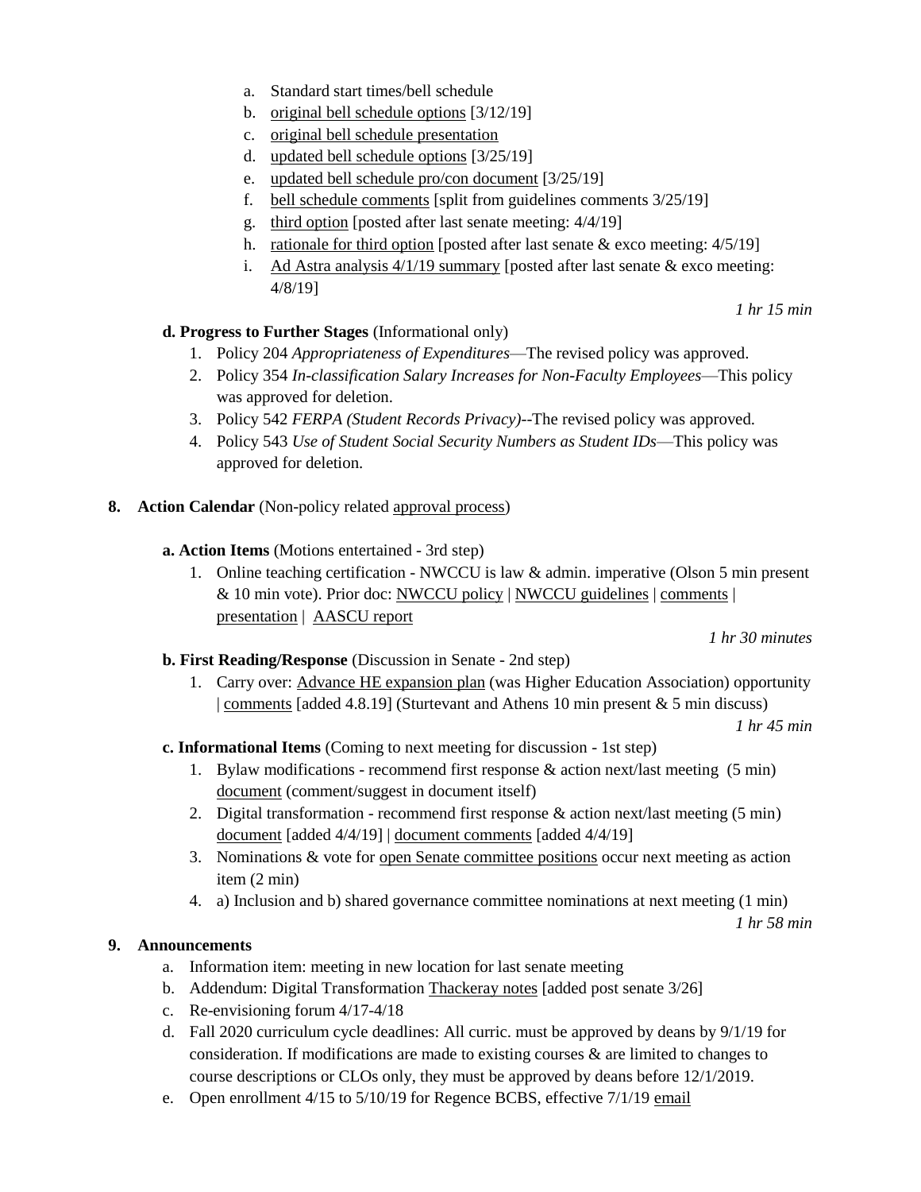a. Standard start times/bell schedule
   b. original bell schedule options [3/12/19]
   c. original bell schedule presentation
   d. updated bell schedule options [3/25/19]
   e. updated bell schedule pro/con document [3/25/19]
   f. bell schedule comments [split from guidelines comments 3/25/19]
   g. third option [posted after last senate meeting: 4/4/19]
   h. rationale for third option [posted after last senate & exco meeting: 4/5/19]
   i. Ad Astra analysis 4/1/19 summary [posted after last senate & exco meeting: 4/8/19]

*1 hr 15 min*

**d. Progress to Further Stages** (Informational only)

1. Policy 204 *Appropriateness of Expenditures*—The revised policy was approved.
2. Policy 354 *In-classification Salary Increases for Non-Faculty Employees*—This policy was approved for deletion.
3. Policy 542 *FERPA (Student Records Privacy)*--The revised policy was approved.
4. Policy 543 *Use of Student Social Security Numbers as Student IDs*—This policy was approved for deletion.

**8. Action Calendar** (Non-policy related approval process)

**a. Action Items** (Motions entertained - 3rd step)

1. Online teaching certification - NWCCU is law & admin. imperative (Olson 5 min present & 10 min vote). Prior doc: NWCCU policy | NWCCU guidelines | comments | presentation | AASCU report

*1 hr 30 minutes*

**b. First Reading/Response** (Discussion in Senate - 2nd step)

1. Carry over: Advance HE expansion plan (was Higher Education Association) opportunity | comments [added 4.8.19] (Sturtevant and Athens 10 min present & 5 min discuss)

*1 hr 45 min*

**c. Informational Items** (Coming to next meeting for discussion - 1st step)

1. Bylaw modifications - recommend first response & action next/last meeting (5 min) document (comment/suggest in document itself)
2. Digital transformation - recommend first response & action next/last meeting (5 min) document [added 4/4/19] | document comments [added 4/4/19]
3. Nominations & vote for open Senate committee positions occur next meeting as action item (2 min)
4. a) Inclusion and b) shared governance committee nominations at next meeting (1 min)

*1 hr 58 min*

**9. Announcements**

   a. Information item: meeting in new location for last senate meeting
   b. Addendum: Digital Transformation Thackeray notes [added post senate 3/26]
   c. Re-envisioning forum 4/17-4/18
   d. Fall 2020 curriculum cycle deadlines: All curric. must be approved by deans by 9/1/19 for consideration. If modifications are made to existing courses & are limited to changes to course descriptions or CLOs only, they must be approved by deans before 12/1/2019.
   e. Open enrollment 4/15 to 5/10/19 for Regence BCBS, effective 7/1/19 email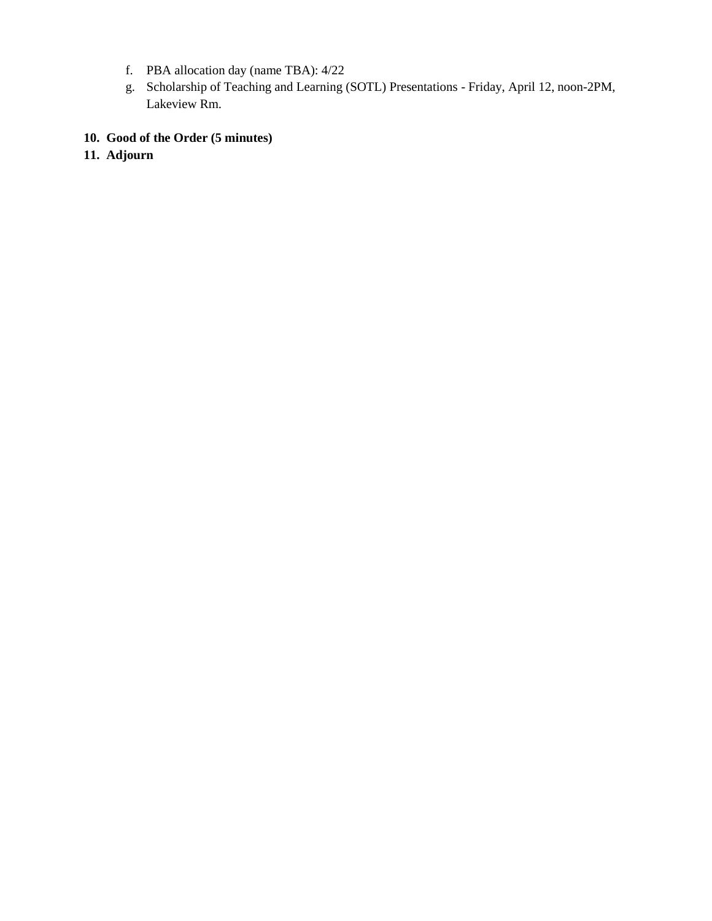f. PBA allocation day (name TBA): 4/22
g. Scholarship of Teaching and Learning (SOTL) Presentations - Friday, April 12, noon-2PM, Lakeview Rm.

**10. Good of the Order (5 minutes)**

**11. Adjourn**